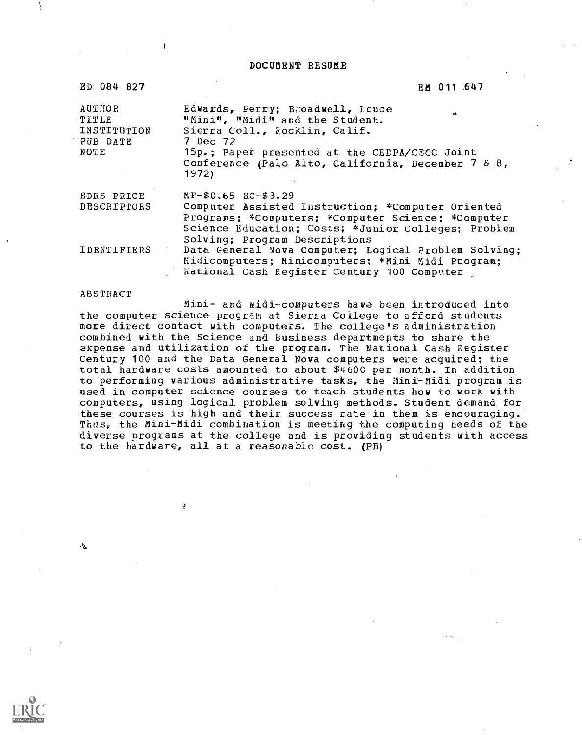# DOCUMENT RESUME

| | |
|---|---|
| ED 084 827 | EM 011 647 |
| AUTHOR | Edwards, Perry; Broadwell, Bruce |
| TITLE | "Mini", "Midi" and the Student. |
| INSTITUTION | Sierra Coll., Rocklin, Calif. |
| PUB DATE | 7 Dec 72 |
| NOTE | 15p.; Paper presented at the CEDPA/CECC Joint Conference (Palo Alto, California, December 7 & 8, 1972) |
| EDRS PRICE | MF-$0.65 HC-$3.29 |
| DESCRIPTORS | Computer Assisted Instruction; *Computer Oriented Programs; *Computers; *Computer Science; *Computer Science Education; Costs; *Junior Colleges; Problem Solving; Program Descriptions |
| IDENTIFIERS | Data General Nova Computer; Logical Problem Solving; Midicomputers; Minicomputers; *Mini Midi Program; National Cash Register Century 100 Computer |

ABSTRACT

Mini- and midi-computers have been introduced into the computer science program at Sierra College to afford students more direct contact with computers. The college's administration combined with the Science and Business departments to share the expense and utilization of the program. The National Cash Register Century 100 and the Data General Nova computers were acquired; the total hardware costs amounted to about $4600 per month. In addition to performing various administrative tasks, the Mini-Midi program is used in computer science courses to teach students how to work with computers, using logical problem solving methods. Student demand for these courses is high and their success rate in them is encouraging. Thus, the Mini-Midi combination is meeting the computing needs of the diverse programs at the college and is providing students with access to the hardware, all at a reasonable cost. (PB)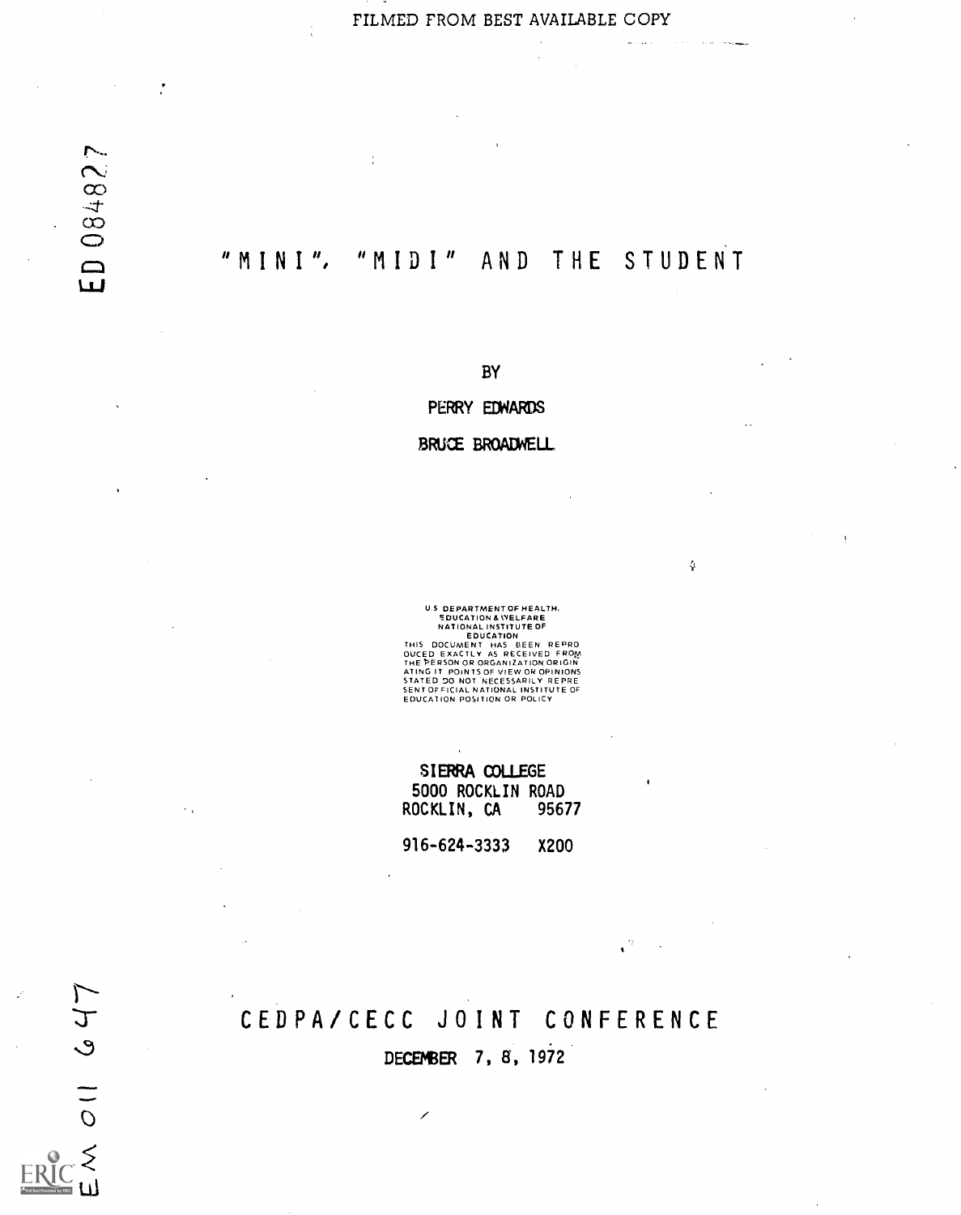FILMED FROM BEST AVAILABLE COPY

ED 084827

# "MINI", "MIDI" AND THE STUDENT

BY

PERRY EDWARDS

BRUCE BROADWELL

U.S. DEPARTMENT OF HEALTH, EDUCATION & WELFARE
NATIONAL INSTITUTE OF EDUCATION
THIS DOCUMENT HAS BEEN REPRODUCED EXACTLY AS RECEIVED FROM THE PERSON OR ORGANIZATION ORIGINATING IT. POINTS OF VIEW OR OPINIONS STATED DO NOT NECESSARILY REPRESENT OFFICIAL NATIONAL INSTITUTE OF EDUCATION POSITION OR POLICY

SIERRA COLLEGE
5000 ROCKLIN ROAD
ROCKLIN, CA 95677

916-624-3333 X200

## CEDPA/CECC JOINT CONFERENCE

DECEMBER 7, 8, 1972

EM 011 647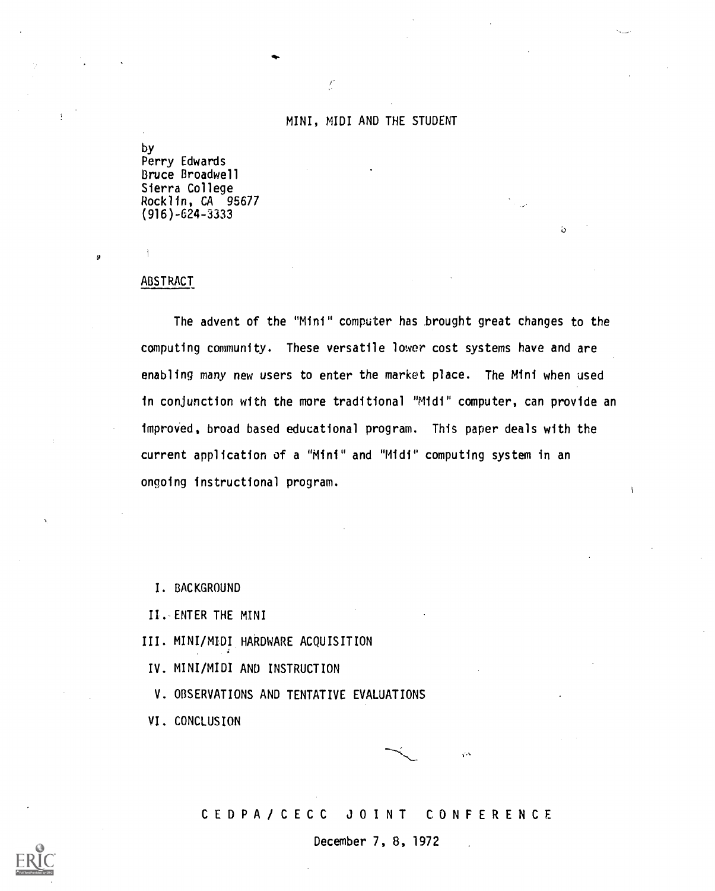# MINI, MIDI AND THE STUDENT

by
Perry Edwards
Bruce Broadwell
Sierra College
Rocklin, CA 95677
(916)-624-3333

## ABSTRACT

The advent of the "Mini" computer has brought great changes to the computing community. These versatile lower cost systems have and are enabling many new users to enter the market place. The Mini when used in conjunction with the more traditional "Midi" computer, can provide an improved, broad based educational program. This paper deals with the current application of a "Mini" and "Midi" computing system in an ongoing instructional program.

I. BACKGROUND

II. ENTER THE MINI

III. MINI/MIDI HARDWARE ACQUISITION

IV. MINI/MIDI AND INSTRUCTION

V. OBSERVATIONS AND TENTATIVE EVALUATIONS

VI. CONCLUSION

CEDPA/CECC JOINT CONFERENCE

December 7, 8, 1972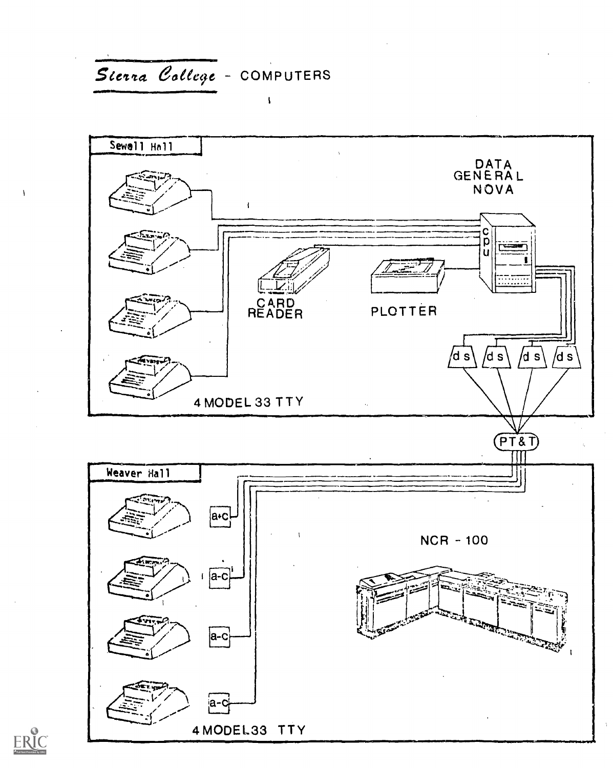# *Sierra College* - COMPUTERS

Sewall Hall

DATA GENERAL NOVA

cpu

CARD READER

PLOTTER

ds ds ds ds

4 MODEL 33 TTY

PT&T

Weaver Hall

a-c

a-c

a-c

a-c

NCR - 100

4 MODEL 33 TTY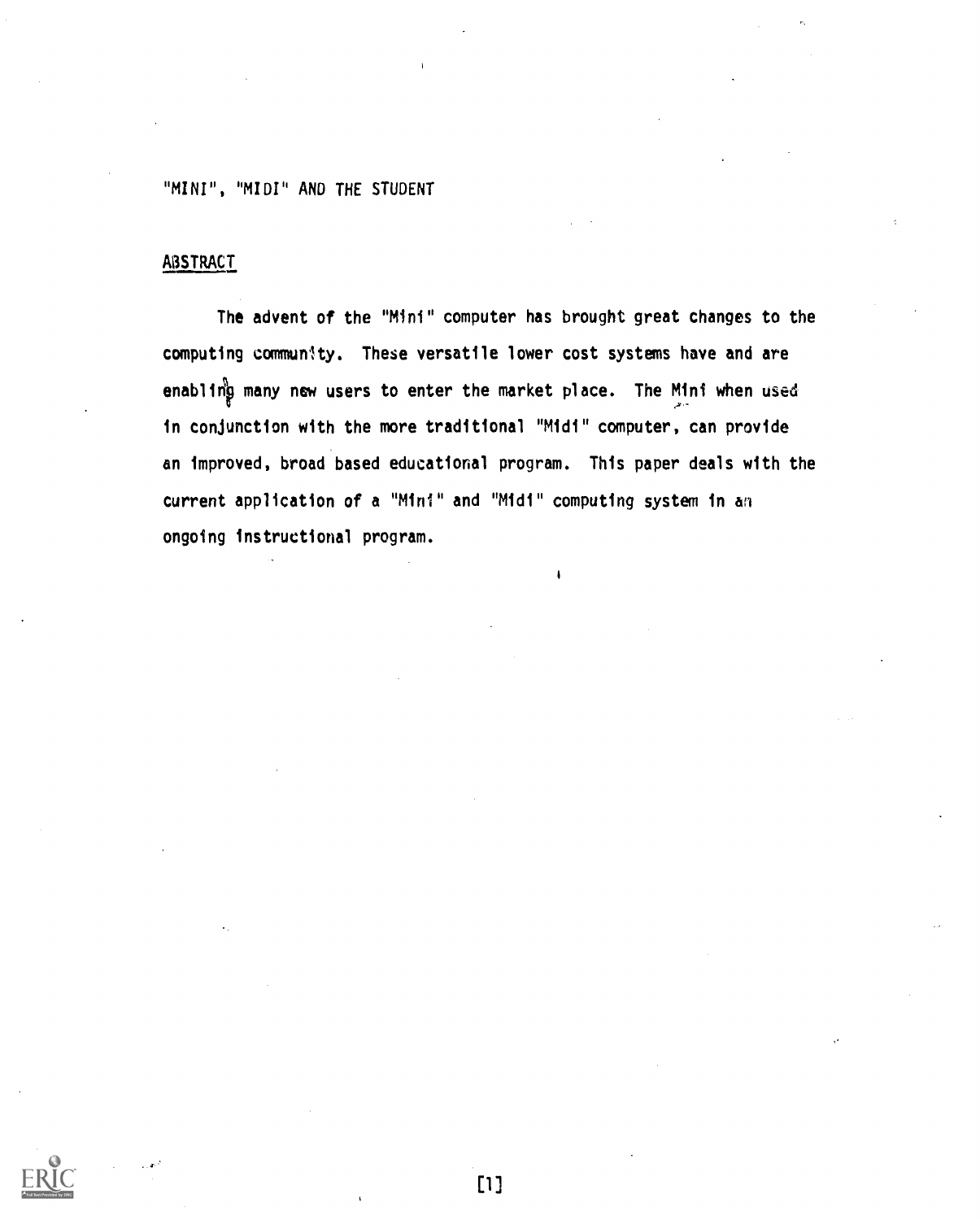"MINI", "MIDI" AND THE STUDENT

## ABSTRACT

The advent of the "Mini" computer has brought great changes to the computing community. These versatile lower cost systems have and are enabling many new users to enter the market place. The Mini when used in conjunction with the more traditional "Midi" computer, can provide an improved, broad based educational program. This paper deals with the current application of a "Mini" and "Midi" computing system in an ongoing instructional program.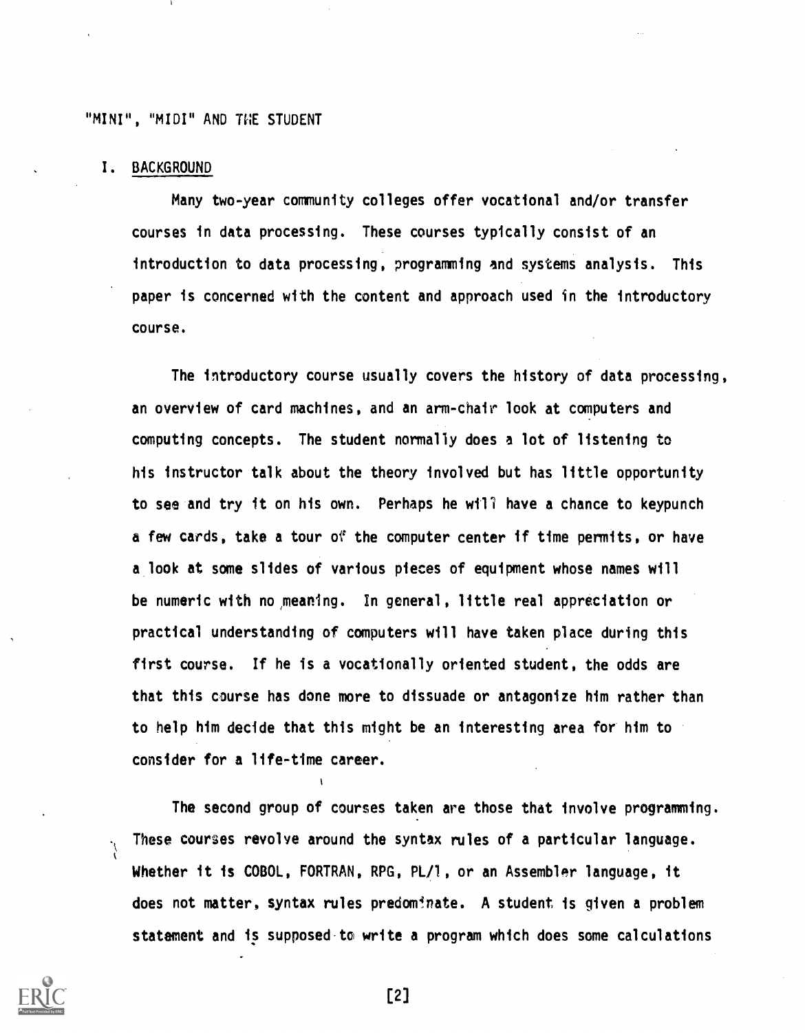"MINI", "MIDI" AND THE STUDENT

## I. BACKGROUND

Many two-year community colleges offer vocational and/or transfer courses in data processing. These courses typically consist of an introduction to data processing, programming and systems analysis. This paper is concerned with the content and approach used in the introductory course.

The introductory course usually covers the history of data processing, an overview of card machines, and an arm-chair look at computers and computing concepts. The student normally does a lot of listening to his instructor talk about the theory involved but has little opportunity to see and try it on his own. Perhaps he will have a chance to keypunch a few cards, take a tour of the computer center if time permits, or have a look at some slides of various pieces of equipment whose names will be numeric with no meaning. In general, little real appreciation or practical understanding of computers will have taken place during this first course. If he is a vocationally oriented student, the odds are that this course has done more to dissuade or antagonize him rather than to help him decide that this might be an interesting area for him to consider for a life-time career.

The second group of courses taken are those that involve programming. These courses revolve around the syntax rules of a particular language. Whether it is COBOL, FORTRAN, RPG, PL/1, or an Assembler language, it does not matter, syntax rules predominate. A student is given a problem statement and is supposed to write a program which does some calculations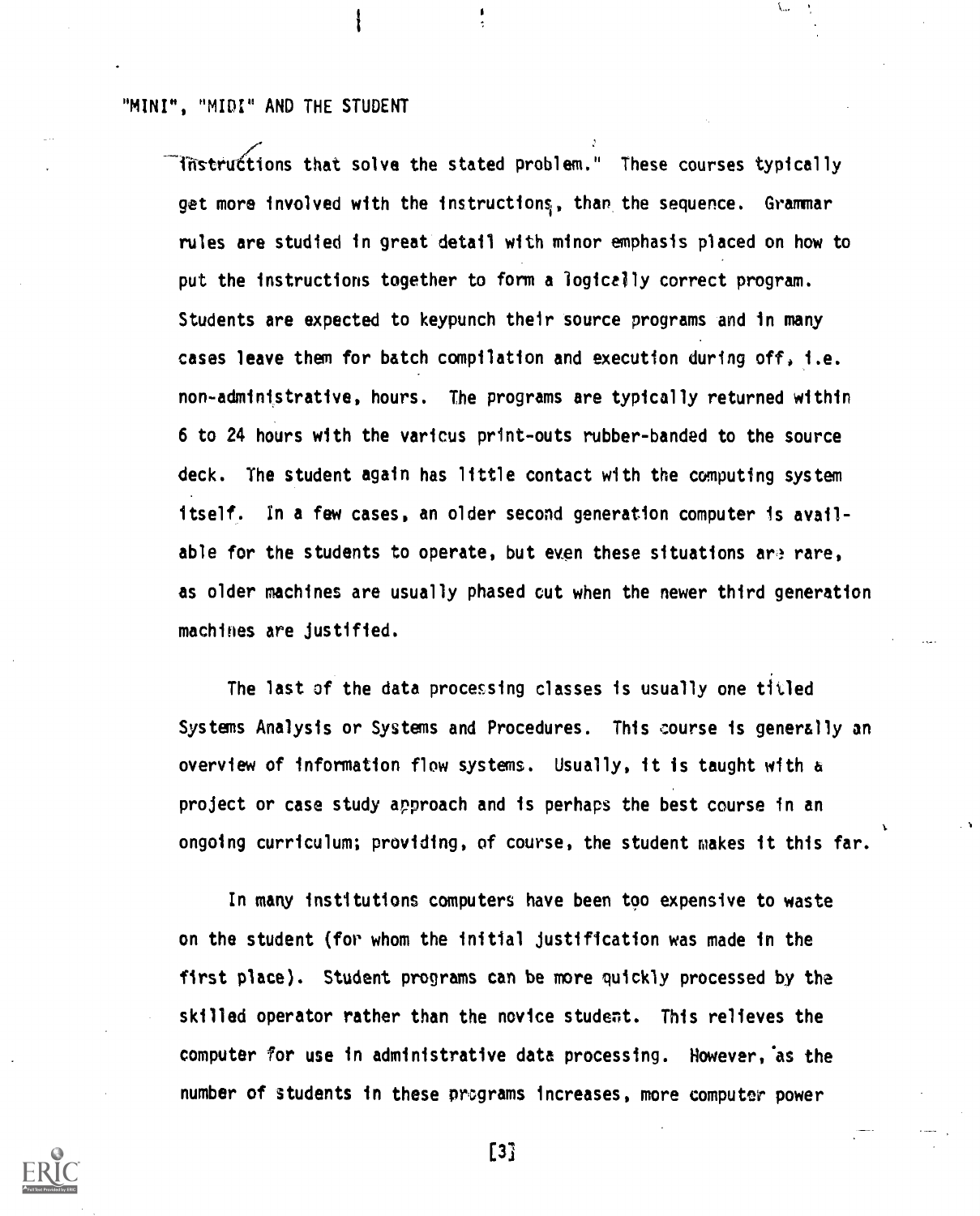instructions that solve the stated problem." These courses typically get more involved with the instructions, than the sequence. Grammar rules are studied in great detail with minor emphasis placed on how to put the instructions together to form a logically correct program. Students are expected to keypunch their source programs and in many cases leave them for batch compilation and execution during off, i.e. non-administrative, hours. The programs are typically returned within 6 to 24 hours with the various print-outs rubber-banded to the source deck. The student again has little contact with the computing system itself. In a few cases, an older second generation computer is available for the students to operate, but even these situations are rare, as older machines are usually phased out when the newer third generation machines are justified.

The last of the data processing classes is usually one titled Systems Analysis or Systems and Procedures. This course is generally an overview of information flow systems. Usually, it is taught with a project or case study approach and is perhaps the best course in an ongoing curriculum; providing, of course, the student makes it this far.

In many institutions computers have been too expensive to waste on the student (for whom the initial justification was made in the first place). Student programs can be more quickly processed by the skilled operator rather than the novice student. This relieves the computer for use in administrative data processing. However, as the number of students in these programs increases, more computer power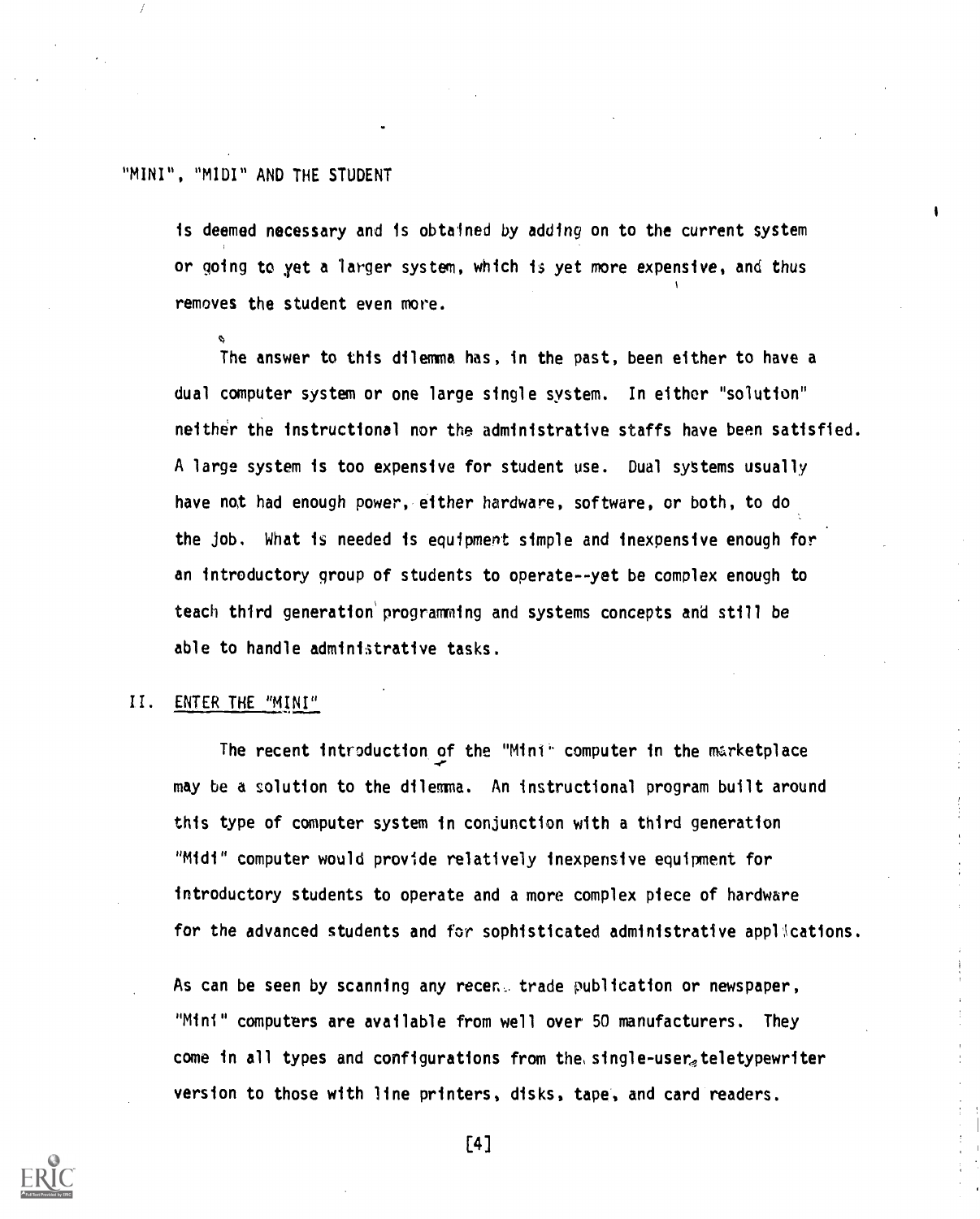is deemed necessary and is obtained by adding on to the current system or going to yet a larger system, which is yet more expensive, and thus removes the student even more.

The answer to this dilemma has, in the past, been either to have a dual computer system or one large single system. In either "solution" neither the instructional nor the administrative staffs have been satisfied. A large system is too expensive for student use. Dual systems usually have not had enough power, either hardware, software, or both, to do the job. What is needed is equipment simple and inexpensive enough for an introductory group of students to operate--yet be complex enough to teach third generation programming and systems concepts and still be able to handle administrative tasks.

## II. ENTER THE "MINI"

The recent introduction of the "Mini" computer in the marketplace may be a solution to the dilemma. An instructional program built around this type of computer system in conjunction with a third generation "Midi" computer would provide relatively inexpensive equipment for introductory students to operate and a more complex piece of hardware for the advanced students and for sophisticated administrative applications.

As can be seen by scanning any recent trade publication or newspaper, "Mini" computers are available from well over 50 manufacturers. They come in all types and configurations from the single-user teletypewriter version to those with line printers, disks, tape, and card readers.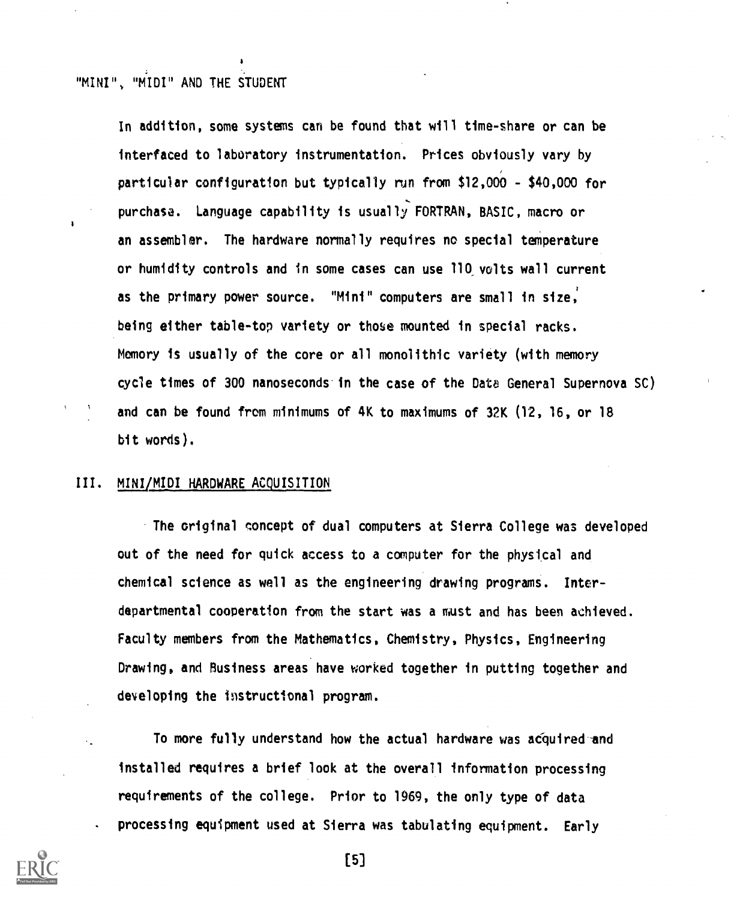In addition, some systems can be found that will time-share or can be interfaced to laboratory instrumentation. Prices obviously vary by particular configuration but typically run from $12,000 - $40,000 for purchase. Language capability is usually FORTRAN, BASIC, macro or an assembler. The hardware normally requires no special temperature or humidity controls and in some cases can use 110 volts wall current as the primary power source. "Mini" computers are small in size, being either table-top variety or those mounted in special racks. Memory is usually of the core or all monolithic variety (with memory cycle times of 300 nanoseconds in the case of the Data General Supernova SC) and can be found from minimums of 4K to maximums of 32K (12, 16, or 18 bit words).

## III. MINI/MIDI HARDWARE ACQUISITION

The original concept of dual computers at Sierra College was developed out of the need for quick access to a computer for the physical and chemical science as well as the engineering drawing programs. Inter-departmental cooperation from the start was a must and has been achieved. Faculty members from the Mathematics, Chemistry, Physics, Engineering Drawing, and Business areas have worked together in putting together and developing the instructional program.

To more fully understand how the actual hardware was acquired and installed requires a brief look at the overall information processing requirements of the college. Prior to 1969, the only type of data processing equipment used at Sierra was tabulating equipment. Early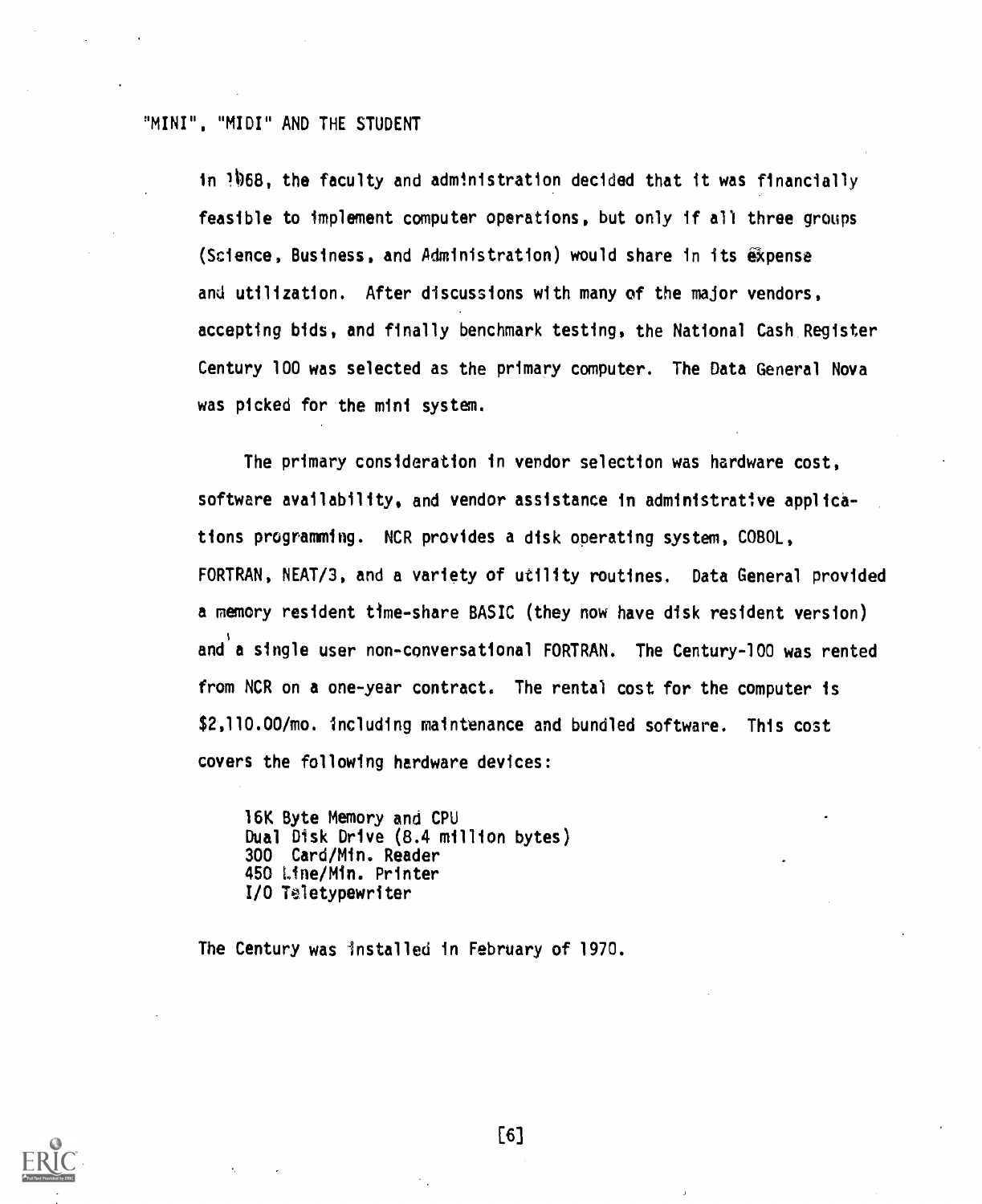"MINI", "MIDI" AND THE STUDENT

In 1968, the faculty and administration decided that it was financially feasible to implement computer operations, but only if all three groups (Science, Business, and Administration) would share in its expense and utilization. After discussions with many of the major vendors, accepting bids, and finally benchmark testing, the National Cash Register Century 100 was selected as the primary computer. The Data General Nova was picked for the mini system.

The primary consideration in vendor selection was hardware cost, software availability, and vendor assistance in administrative applications programming. NCR provides a disk operating system, COBOL, FORTRAN, NEAT/3, and a variety of utility routines. Data General provided a memory resident time-share BASIC (they now have disk resident version) and a single user non-conversational FORTRAN. The Century-100 was rented from NCR on a one-year contract. The rental cost for the computer is $2,110.00/mo. including maintenance and bundled software. This cost covers the following hardware devices:

16K Byte Memory and CPU
Dual Disk Drive (8.4 million bytes)
300 Card/Min. Reader
450 Line/Min. Printer
I/O Teletypewriter

The Century was installed in February of 1970.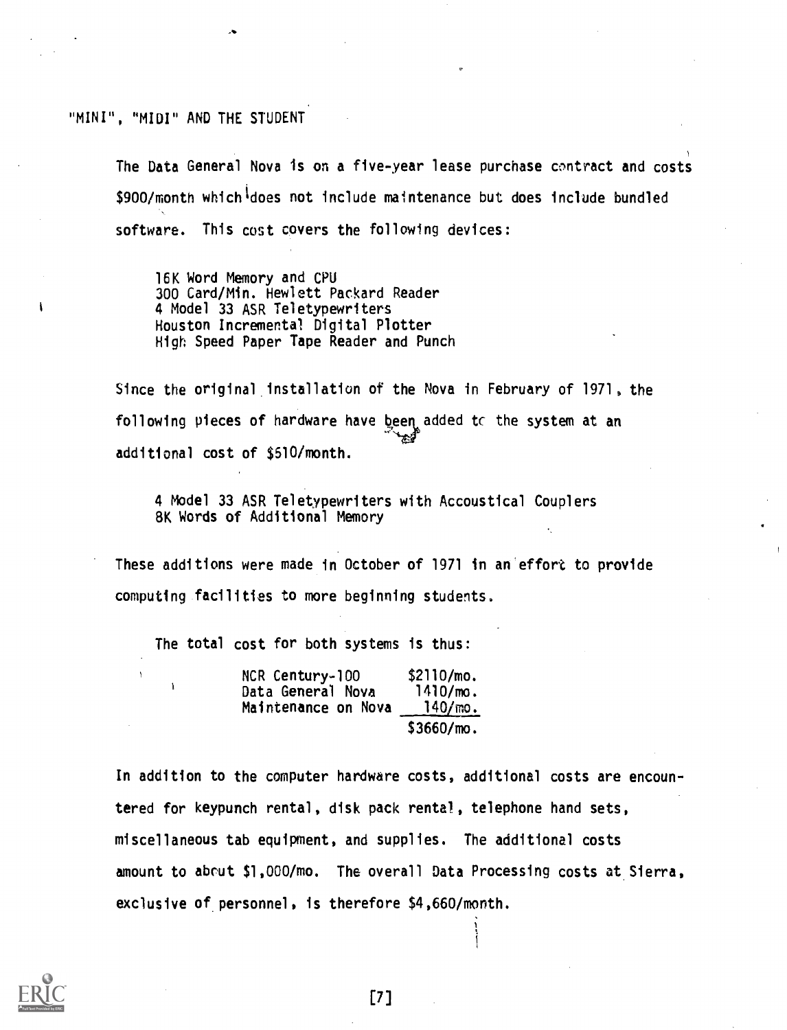"MINI", "MIDI" AND THE STUDENT

The Data General Nova is on a five-year lease purchase contract and costs $900/month which does not include maintenance but does include bundled software. This cost covers the following devices:

16K Word Memory and CPU
300 Card/Min. Hewlett Packard Reader
4 Model 33 ASR Teletypewriters
Houston Incremental Digital Plotter
High Speed Paper Tape Reader and Punch

Since the original installation of the Nova in February of 1971, the following pieces of hardware have been added to the system at an additional cost of $510/month.

4 Model 33 ASR Teletypewriters with Accoustical Couplers
8K Words of Additional Memory

These additions were made in October of 1971 in an effort to provide computing facilities to more beginning students.

The total cost for both systems is thus:

| | |
|---|---|
| NCR Century-100 | $2110/mo. |
| Data General Nova | 1410/mo. |
| Maintenance on Nova | 140/mo. |
| | $3660/mo. |

In addition to the computer hardware costs, additional costs are encountered for keypunch rental, disk pack rental, telephone hand sets, miscellaneous tab equipment, and supplies. The additional costs amount to about $1,000/mo. The overall Data Processing costs at Sierra, exclusive of personnel, is therefore $4,660/month.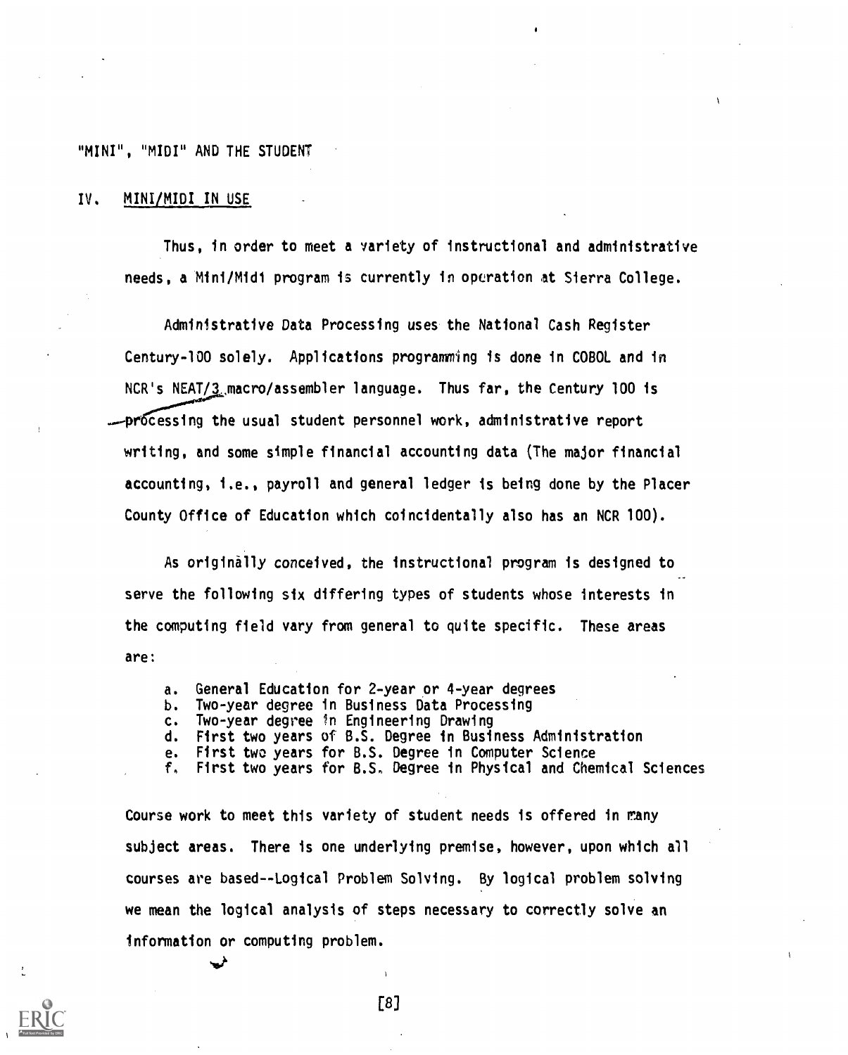"MINI", "MIDI" AND THE STUDENT

## IV. MINI/MIDI IN USE

Thus, in order to meet a variety of instructional and administrative needs, a Mini/Midi program is currently in operation at Sierra College.

Administrative Data Processing uses the National Cash Register Century-100 solely. Applications programming is done in COBOL and in NCR's NEAT/3 macro/assembler language. Thus far, the Century 100 is processing the usual student personnel work, administrative report writing, and some simple financial accounting data (The major financial accounting, i.e., payroll and general ledger is being done by the Placer County Office of Education which coincidentally also has an NCR 100).

As originally conceived, the instructional program is designed to serve the following six differing types of students whose interests in the computing field vary from general to quite specific. These areas are:

a. General Education for 2-year or 4-year degrees
b. Two-year degree in Business Data Processing
c. Two-year degree in Engineering Drawing
d. First two years of B.S. Degree in Business Administration
e. First two years for B.S. Degree in Computer Science
f. First two years for B.S. Degree in Physical and Chemical Sciences

Course work to meet this variety of student needs is offered in many subject areas. There is one underlying premise, however, upon which all courses are based--Logical Problem Solving. By logical problem solving we mean the logical analysis of steps necessary to correctly solve an information or computing problem.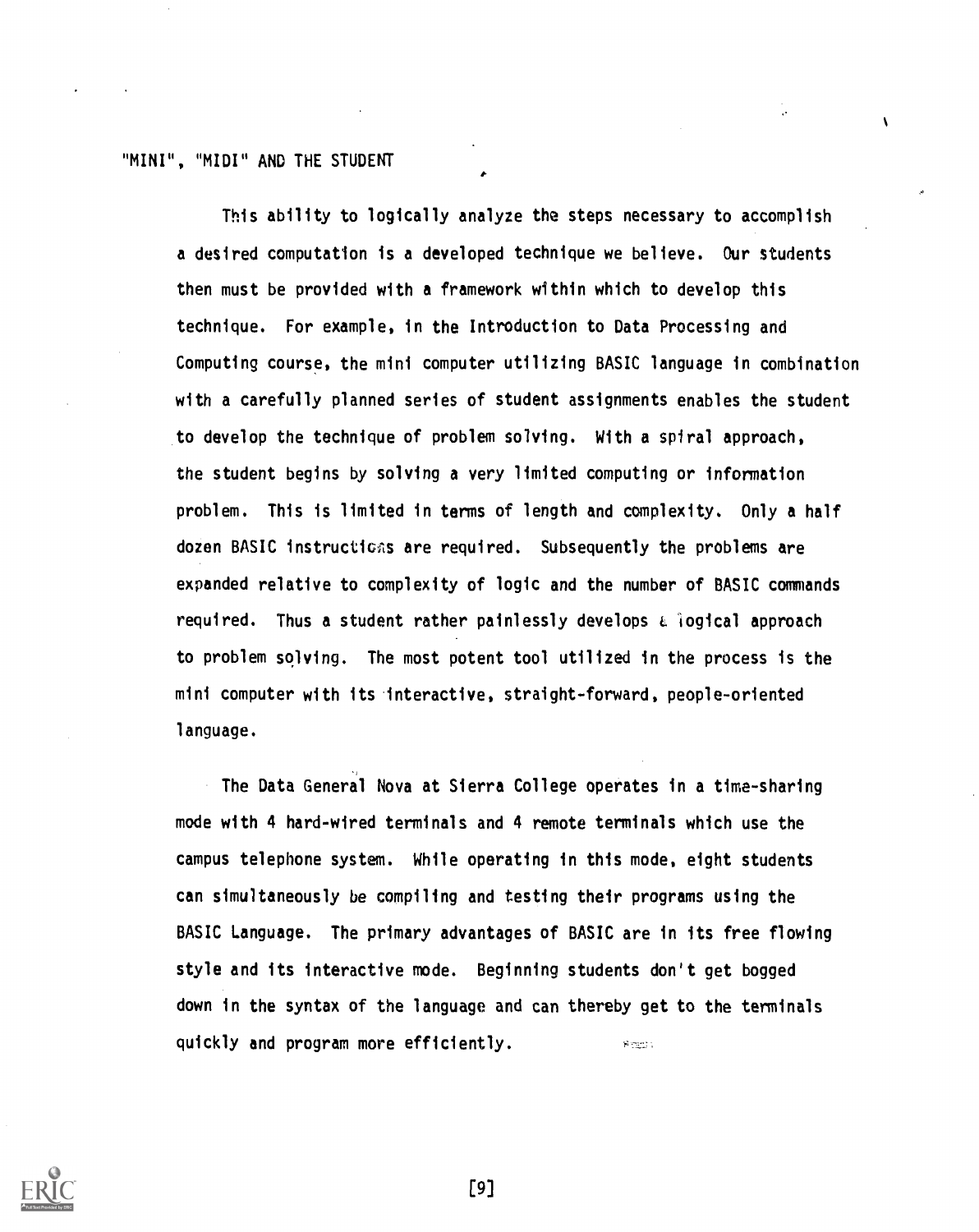"MINI", "MIDI" AND THE STUDENT

This ability to logically analyze the steps necessary to accomplish a desired computation is a developed technique we believe. Our students then must be provided with a framework within which to develop this technique. For example, in the Introduction to Data Processing and Computing course, the mini computer utilizing BASIC language in combination with a carefully planned series of student assignments enables the student to develop the technique of problem solving. With a spiral approach, the student begins by solving a very limited computing or information problem. This is limited in terms of length and complexity. Only a half dozen BASIC instructions are required. Subsequently the problems are expanded relative to complexity of logic and the number of BASIC commands required. Thus a student rather painlessly develops a logical approach to problem solving. The most potent tool utilized in the process is the mini computer with its interactive, straight-forward, people-oriented language.

The Data General Nova at Sierra College operates in a time-sharing mode with 4 hard-wired terminals and 4 remote terminals which use the campus telephone system. While operating in this mode, eight students can simultaneously be compiling and testing their programs using the BASIC Language. The primary advantages of BASIC are in its free flowing style and its interactive mode. Beginning students don't get bogged down in the syntax of the language and can thereby get to the terminals quickly and program more efficiently.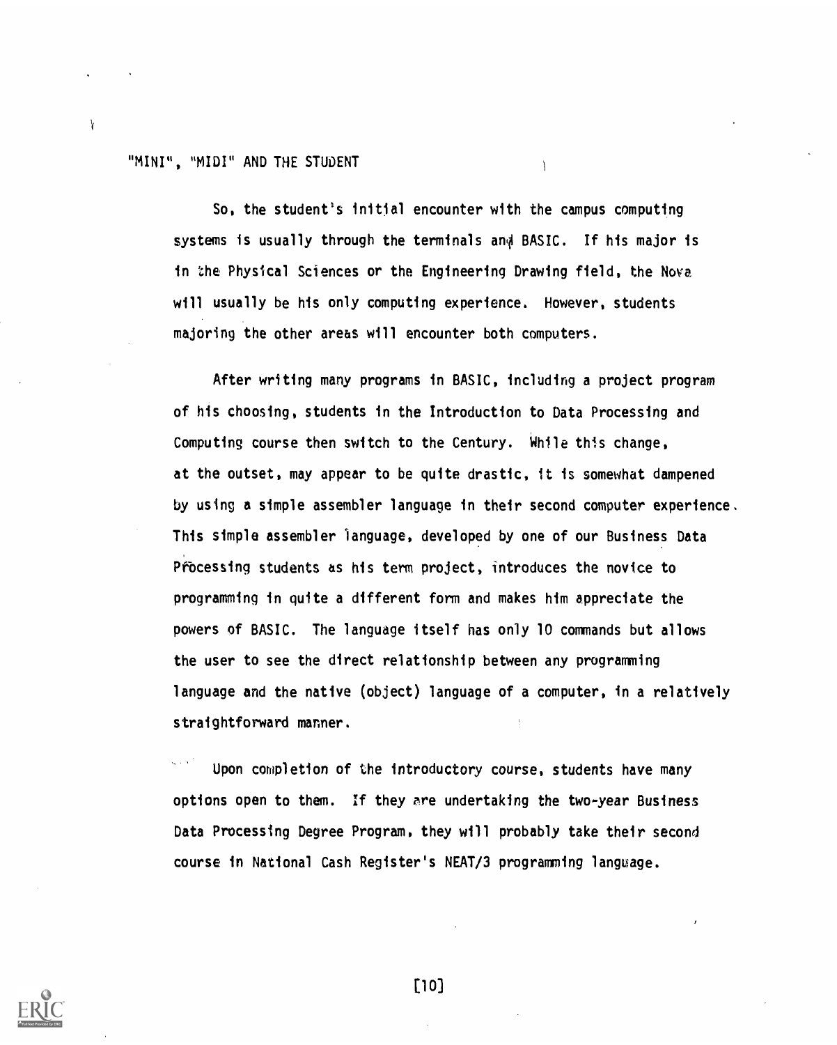"MINI", "MIDI" AND THE STUDENT

So, the student's initial encounter with the campus computing systems is usually through the terminals and BASIC. If his major is in the Physical Sciences or the Engineering Drawing field, the Nova will usually be his only computing experience. However, students majoring the other areas will encounter both computers.

After writing many programs in BASIC, including a project program of his choosing, students in the Introduction to Data Processing and Computing course then switch to the Century. While this change, at the outset, may appear to be quite drastic, it is somewhat dampened by using a simple assembler language in their second computer experience. This simple assembler language, developed by one of our Business Data Processing students as his term project, introduces the novice to programming in quite a different form and makes him appreciate the powers of BASIC. The language itself has only 10 commands but allows the user to see the direct relationship between any programming language and the native (object) language of a computer, in a relatively straightforward manner.

Upon completion of the introductory course, students have many options open to them. If they are undertaking the two-year Business Data Processing Degree Program, they will probably take their second course in National Cash Register's NEAT/3 programming language.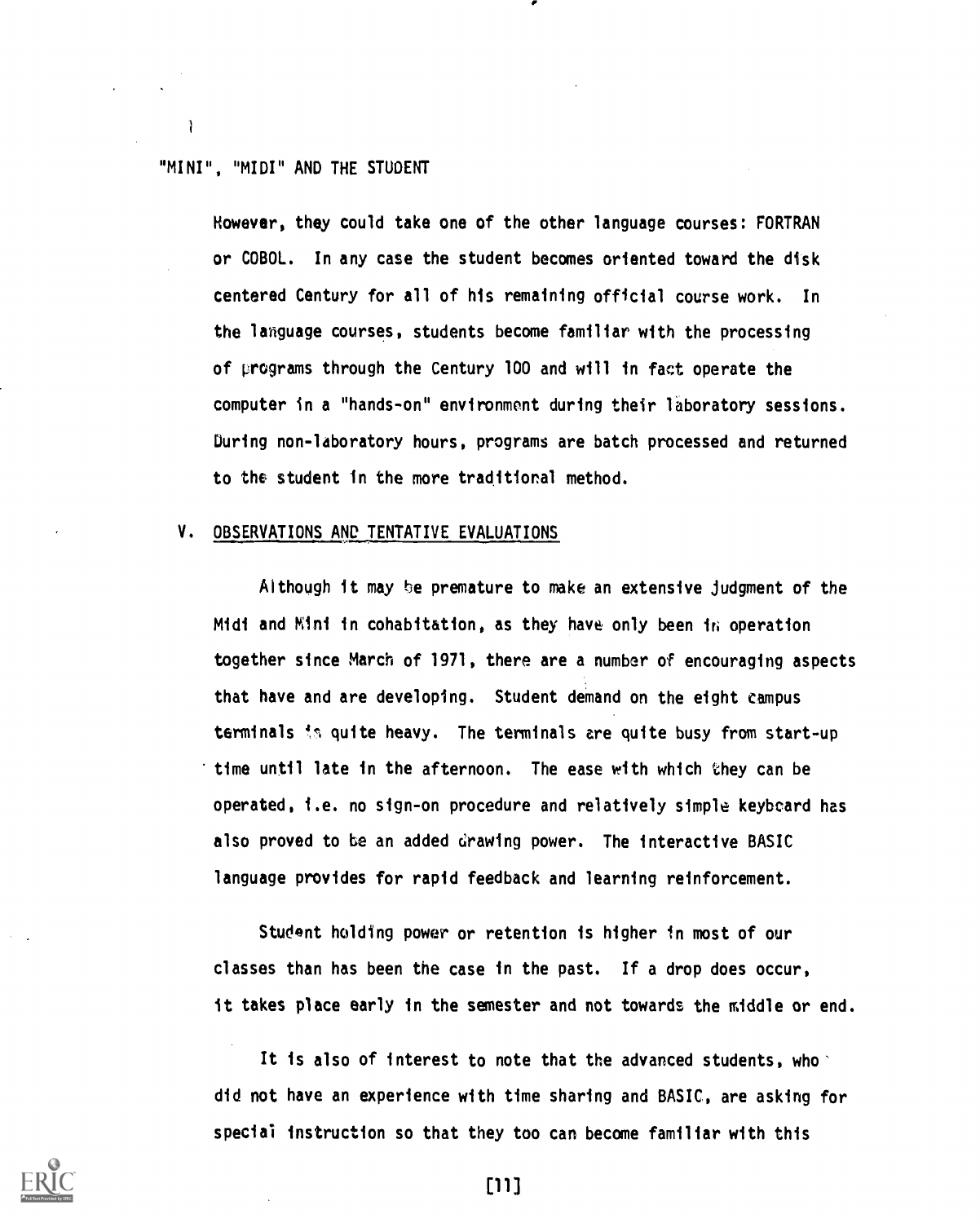However, they could take one of the other language courses: FORTRAN or COBOL. In any case the student becomes oriented toward the disk centered Century for all of his remaining official course work. In the language courses, students become familiar with the processing of programs through the Century 100 and will in fact operate the computer in a "hands-on" environment during their laboratory sessions. During non-laboratory hours, programs are batch processed and returned to the student in the more traditional method.

## V. OBSERVATIONS AND TENTATIVE EVALUATIONS

Although it may be premature to make an extensive judgment of the Midi and Mini in cohabitation, as they have only been in operation together since March of 1971, there are a number of encouraging aspects that have and are developing. Student demand on the eight campus terminals is quite heavy. The terminals are quite busy from start-up time until late in the afternoon. The ease with which they can be operated, i.e. no sign-on procedure and relatively simple keyboard has also proved to be an added drawing power. The interactive BASIC language provides for rapid feedback and learning reinforcement.

Student holding power or retention is higher in most of our classes than has been the case in the past. If a drop does occur, it takes place early in the semester and not towards the middle or end.

It is also of interest to note that the advanced students, who did not have an experience with time sharing and BASIC, are asking for special instruction so that they too can become familiar with this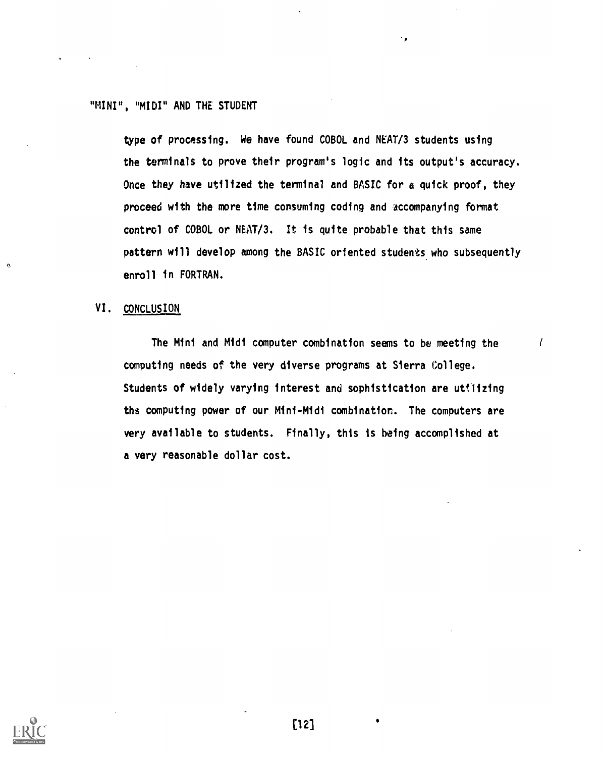type of processing. We have found COBOL and NEAT/3 students using the terminals to prove their program's logic and its output's accuracy. Once they have utilized the terminal and BASIC for a quick proof, they proceed with the more time consuming coding and accompanying format control of COBOL or NEAT/3. It is quite probable that this same pattern will develop among the BASIC oriented students who subsequently enroll in FORTRAN.

## VI. CONCLUSION

The Mini and Midi computer combination seems to be meeting the computing needs of the very diverse programs at Sierra College. Students of widely varying interest and sophistication are utilizing the computing power of our Mini-Midi combination. The computers are very available to students. Finally, this is being accomplished at a very reasonable dollar cost.